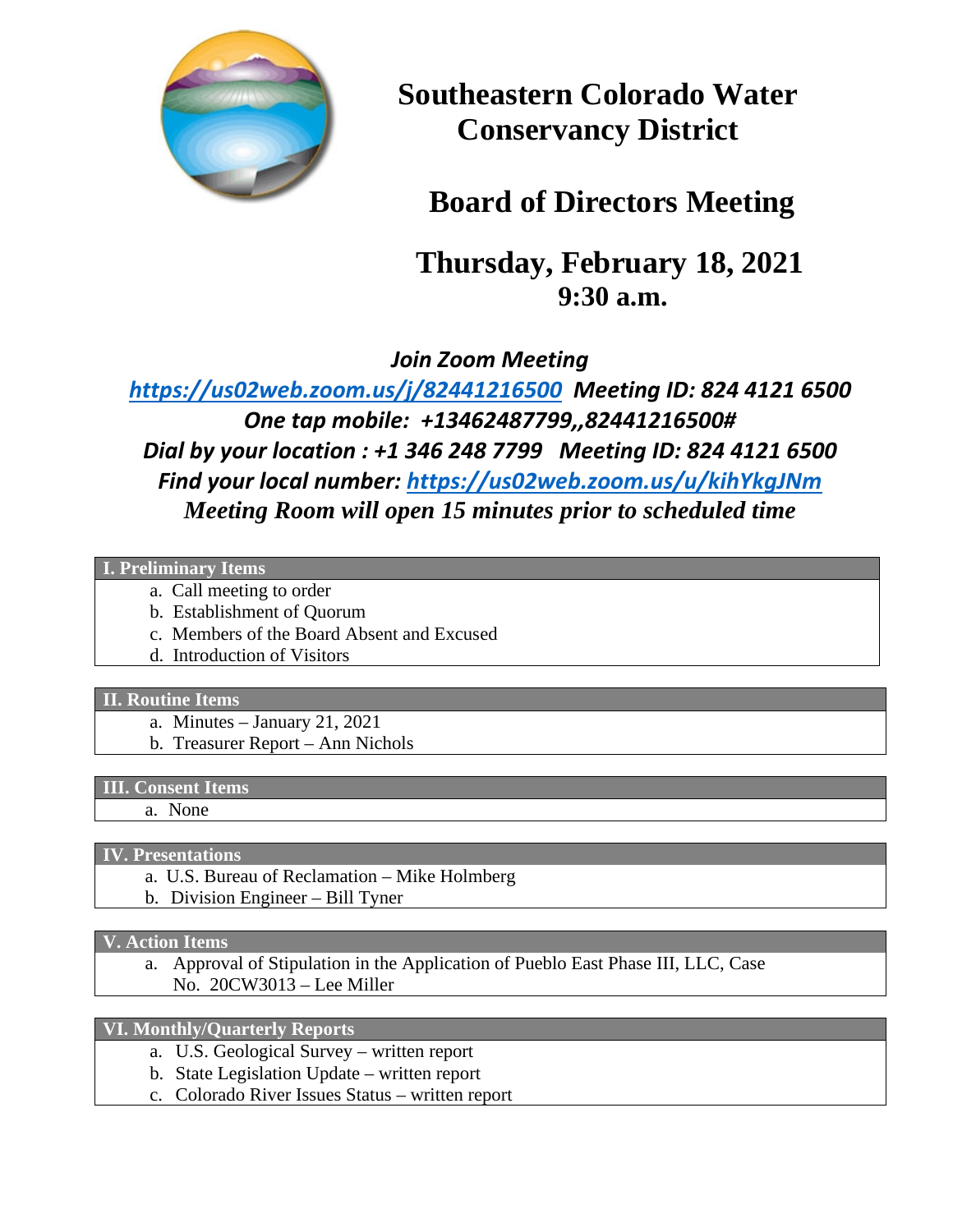# Southeastern Colorado Water Conservancy District

## Board of Directors Meeting

## Thursday, February 18, 2021
## 9:30 a.m.

***Join Zoom Meeting***

***https://us02web.zoom.us/j/82441216500 Meeting ID: 824 4121 6500***

***One tap mobile: +13462487799,,82441216500#***

***Dial by your location : +1 346 248 7799 Meeting ID: 824 4121 6500***

***Find your local number: https://us02web.zoom.us/u/kihYkgJNm***

***Meeting Room will open 15 minutes prior to scheduled time***

### I. Preliminary Items

a. Call meeting to order
b. Establishment of Quorum
c. Members of the Board Absent and Excused
d. Introduction of Visitors

### II. Routine Items

a. Minutes – January 21, 2021
b. Treasurer Report – Ann Nichols

### III. Consent Items

a. None

### IV. Presentations

a. U.S. Bureau of Reclamation – Mike Holmberg
b. Division Engineer – Bill Tyner

### V. Action Items

a. Approval of Stipulation in the Application of Pueblo East Phase III, LLC, Case No. 20CW3013 – Lee Miller

### VI. Monthly/Quarterly Reports

a. U.S. Geological Survey – written report
b. State Legislation Update – written report
c. Colorado River Issues Status – written report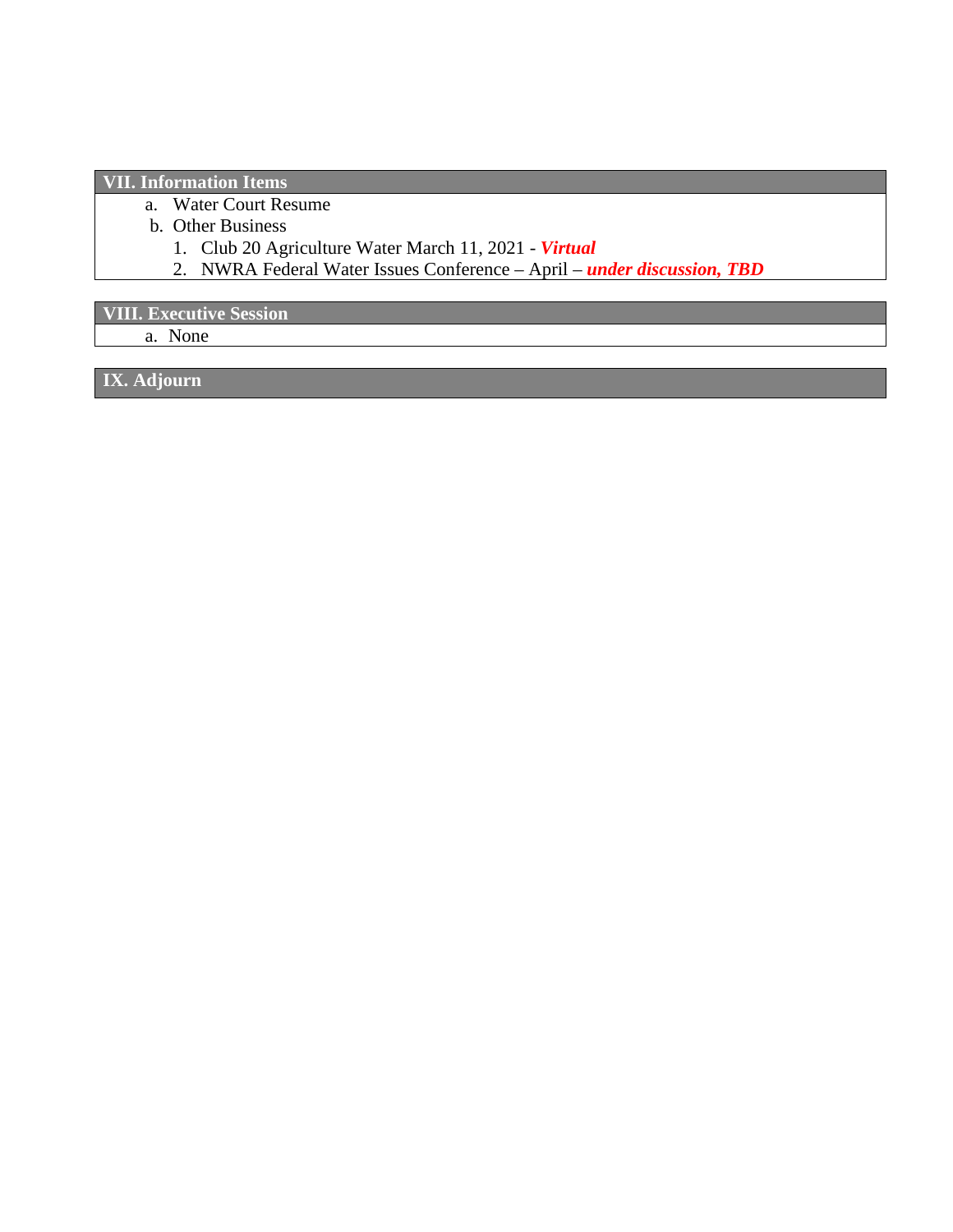## VII. Information Items

a. Water Court Resume

b. Other Business

1. Club 20 Agriculture Water March 11, 2021 - ***Virtual***
2. NWRA Federal Water Issues Conference – April – ***under discussion, TBD***

## VIII. Executive Session

a. None

## IX. Adjourn